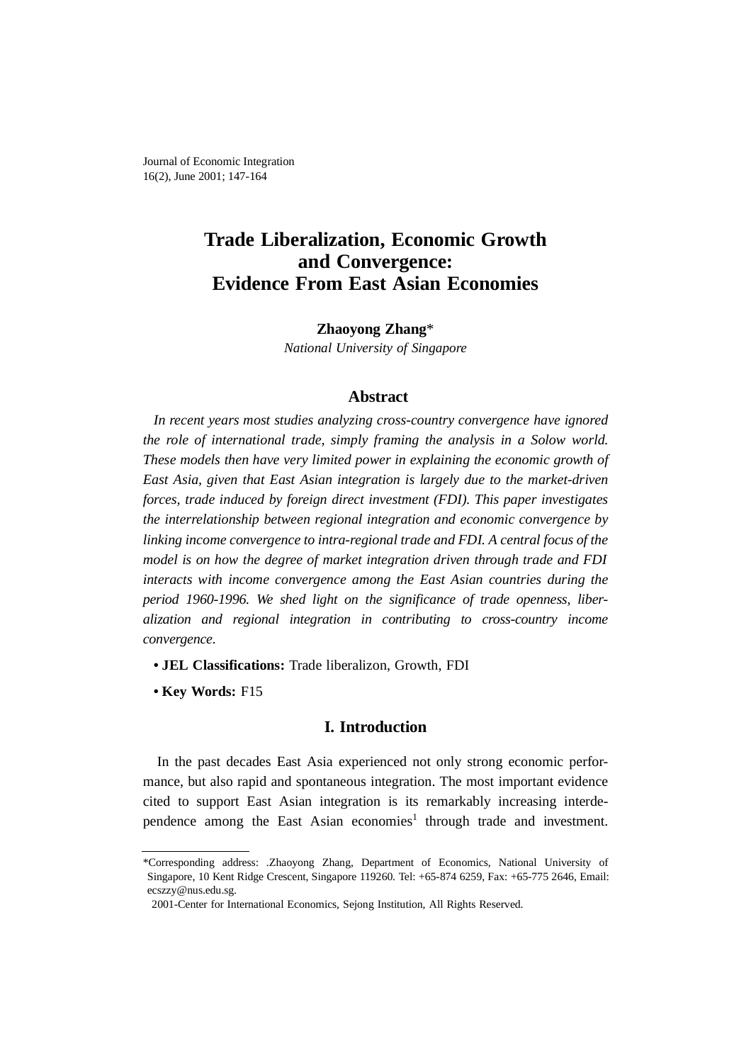Journal of Economic Integration
16(2), June 2001; 147-164

# Trade Liberalization, Economic Growth and Convergence: Evidence From East Asian Economies

**Zhaoyong Zhang***

*National University of Singapore*

## Abstract

*In recent years most studies analyzing cross-country convergence have ignored the role of international trade, simply framing the analysis in a Solow world. These models then have very limited power in explaining the economic growth of East Asia, given that East Asian integration is largely due to the market-driven forces, trade induced by foreign direct investment (FDI). This paper investigates the interrelationship between regional integration and economic convergence by linking income convergence to intra-regional trade and FDI. A central focus of the model is on how the degree of market integration driven through trade and FDI interacts with income convergence among the East Asian countries during the period 1960-1996. We shed light on the significance of trade openness, liberalization and regional integration in contributing to cross-country income convergence.*

- **JEL Classifications:** Trade liberalizon, Growth, FDI
- **Key Words:** F15

## I. Introduction

In the past decades East Asia experienced not only strong economic performance, but also rapid and spontaneous integration. The most important evidence cited to support East Asian integration is its remarkably increasing interdependence among the East Asian economies[1] through trade and investment.

---

*Corresponding address: .Zhaoyong Zhang, Department of Economics, National University of Singapore, 10 Kent Ridge Crescent, Singapore 119260. Tel: +65-874 6259, Fax: +65-775 2646, Email: ecszzy@nus.edu.sg.

2001-Center for International Economics, Sejong Institution, All Rights Reserved.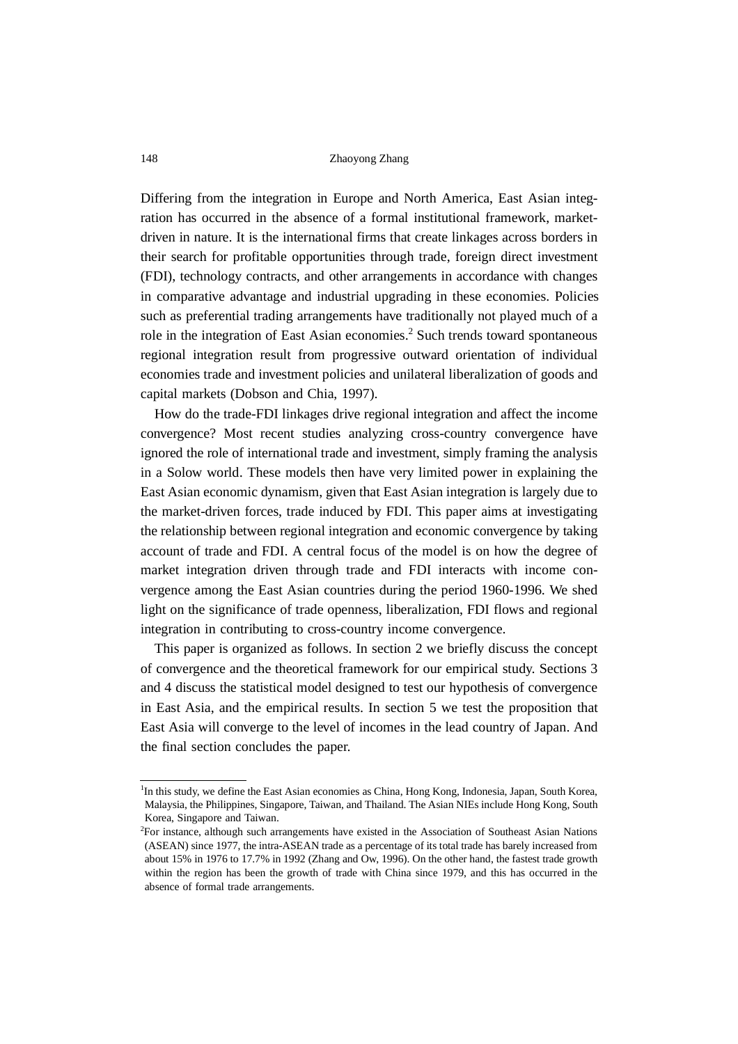Differing from the integration in Europe and North America, East Asian integration has occurred in the absence of a formal institutional framework, market-driven in nature. It is the international firms that create linkages across borders in their search for profitable opportunities through trade, foreign direct investment (FDI), technology contracts, and other arrangements in accordance with changes in comparative advantage and industrial upgrading in these economies. Policies such as preferential trading arrangements have traditionally not played much of a role in the integration of East Asian economies.[2] Such trends toward spontaneous regional integration result from progressive outward orientation of individual economies trade and investment policies and unilateral liberalization of goods and capital markets (Dobson and Chia, 1997).

How do the trade-FDI linkages drive regional integration and affect the income convergence? Most recent studies analyzing cross-country convergence have ignored the role of international trade and investment, simply framing the analysis in a Solow world. These models then have very limited power in explaining the East Asian economic dynamism, given that East Asian integration is largely due to the market-driven forces, trade induced by FDI. This paper aims at investigating the relationship between regional integration and economic convergence by taking account of trade and FDI. A central focus of the model is on how the degree of market integration driven through trade and FDI interacts with income convergence among the East Asian countries during the period 1960-1996. We shed light on the significance of trade openness, liberalization, FDI flows and regional integration in contributing to cross-country income convergence.

This paper is organized as follows. In section 2 we briefly discuss the concept of convergence and the theoretical framework for our empirical study. Sections 3 and 4 discuss the statistical model designed to test our hypothesis of convergence in East Asia, and the empirical results. In section 5 we test the proposition that East Asia will converge to the level of incomes in the lead country of Japan. And the final section concludes the paper.

---

[1] In this study, we define the East Asian economies as China, Hong Kong, Indonesia, Japan, South Korea, Malaysia, the Philippines, Singapore, Taiwan, and Thailand. The Asian NIEs include Hong Kong, South Korea, Singapore and Taiwan.

[2] For instance, although such arrangements have existed in the Association of Southeast Asian Nations (ASEAN) since 1977, the intra-ASEAN trade as a percentage of its total trade has barely increased from about 15% in 1976 to 17.7% in 1992 (Zhang and Ow, 1996). On the other hand, the fastest trade growth within the region has been the growth of trade with China since 1979, and this has occurred in the absence of formal trade arrangements.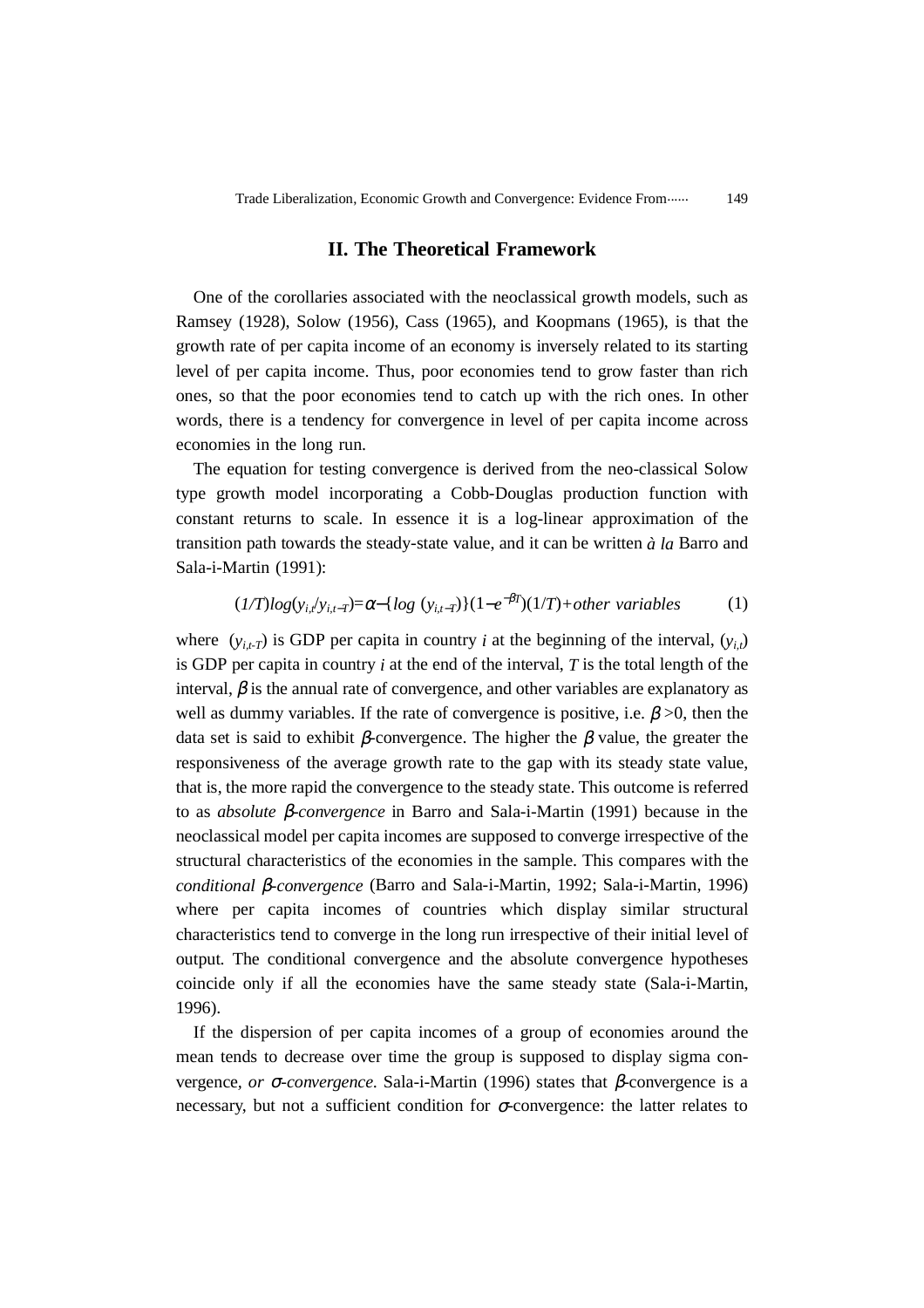## II. The Theoretical Framework

One of the corollaries associated with the neoclassical growth models, such as Ramsey (1928), Solow (1956), Cass (1965), and Koopmans (1965), is that the growth rate of per capita income of an economy is inversely related to its starting level of per capita income. Thus, poor economies tend to grow faster than rich ones, so that the poor economies tend to catch up with the rich ones. In other words, there is a tendency for convergence in level of per capita income across economies in the long run.

The equation for testing convergence is derived from the neo-classical Solow type growth model incorporating a Cobb-Douglas production function with constant returns to scale. In essence it is a log-linear approximation of the transition path towards the steady-state value, and it can be written *à la* Barro and Sala-i-Martin (1991):

$$(1/T)log(y_{i,t}/y_{i,t-T})=\alpha-\{log\ (y_{i,t-T})\}(1-e^{-\beta T})(1/T)+other\ variables \qquad (1)$$

where $(y_{i,t-T})$ is GDP per capita in country $i$ at the beginning of the interval, $(y_{i,t})$ is GDP per capita in country $i$ at the end of the interval, $T$ is the total length of the interval, $\beta$ is the annual rate of convergence, and other variables are explanatory as well as dummy variables. If the rate of convergence is positive, i.e. $\beta>0$, then the data set is said to exhibit $\beta$-convergence. The higher the $\beta$ value, the greater the responsiveness of the average growth rate to the gap with its steady state value, that is, the more rapid the convergence to the steady state. This outcome is referred to as *absolute* $\beta$*-convergence* in Barro and Sala-i-Martin (1991) because in the neoclassical model per capita incomes are supposed to converge irrespective of the structural characteristics of the economies in the sample. This compares with the *conditional* $\beta$*-convergence* (Barro and Sala-i-Martin, 1992; Sala-i-Martin, 1996) where per capita incomes of countries which display similar structural characteristics tend to converge in the long run irrespective of their initial level of output. The conditional convergence and the absolute convergence hypotheses coincide only if all the economies have the same steady state (Sala-i-Martin, 1996).

If the dispersion of per capita incomes of a group of economies around the mean tends to decrease over time the group is supposed to display sigma convergence, *or* $\sigma$*-convergence.* Sala-i-Martin (1996) states that $\beta$-convergence is a necessary, but not a sufficient condition for $\sigma$-convergence: the latter relates to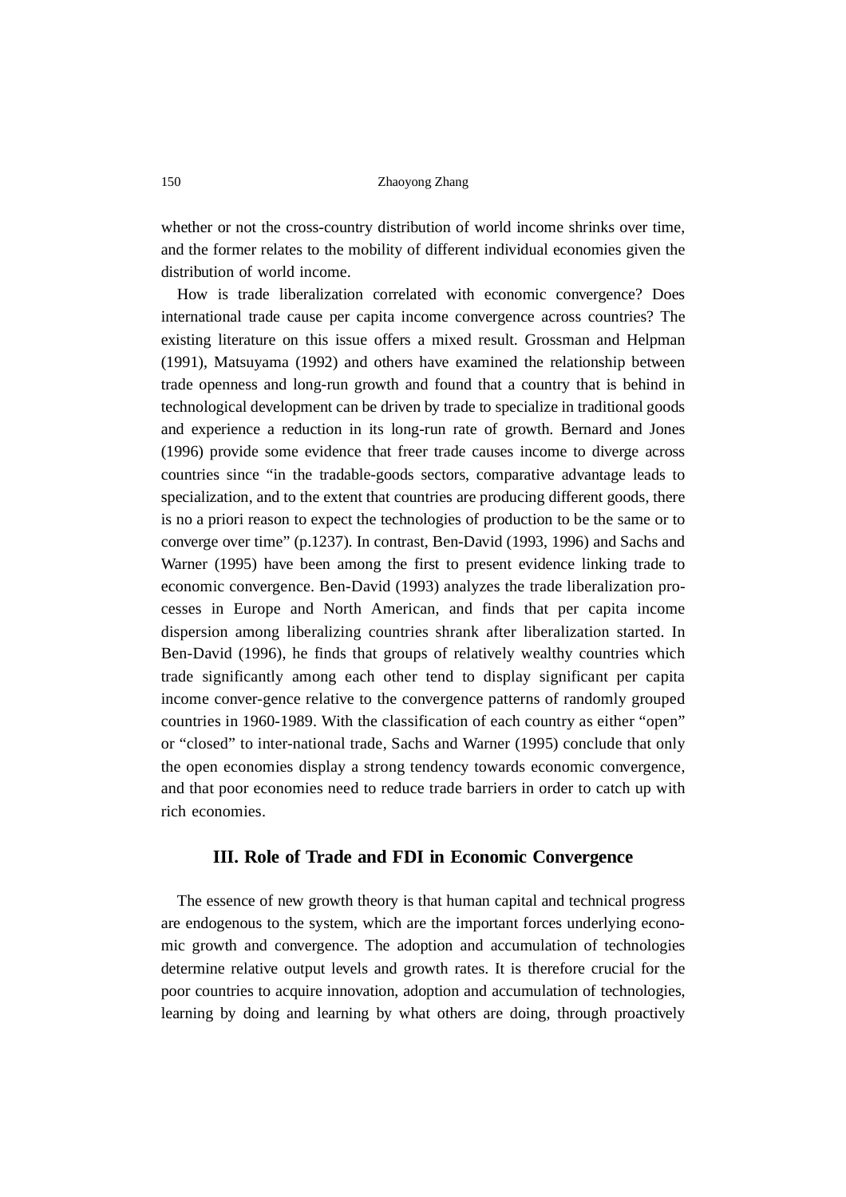whether or not the cross-country distribution of world income shrinks over time, and the former relates to the mobility of different individual economies given the distribution of world income.

How is trade liberalization correlated with economic convergence? Does international trade cause per capita income convergence across countries? The existing literature on this issue offers a mixed result. Grossman and Helpman (1991), Matsuyama (1992) and others have examined the relationship between trade openness and long-run growth and found that a country that is behind in technological development can be driven by trade to specialize in traditional goods and experience a reduction in its long-run rate of growth. Bernard and Jones (1996) provide some evidence that freer trade causes income to diverge across countries since "in the tradable-goods sectors, comparative advantage leads to specialization, and to the extent that countries are producing different goods, there is no a priori reason to expect the technologies of production to be the same or to converge over time" (p.1237). In contrast, Ben-David (1993, 1996) and Sachs and Warner (1995) have been among the first to present evidence linking trade to economic convergence. Ben-David (1993) analyzes the trade liberalization processes in Europe and North American, and finds that per capita income dispersion among liberalizing countries shrank after liberalization started. In Ben-David (1996), he finds that groups of relatively wealthy countries which trade significantly among each other tend to display significant per capita income conver-gence relative to the convergence patterns of randomly grouped countries in 1960-1989. With the classification of each country as either "open" or "closed" to inter-national trade, Sachs and Warner (1995) conclude that only the open economies display a strong tendency towards economic convergence, and that poor economies need to reduce trade barriers in order to catch up with rich economies.

## III. Role of Trade and FDI in Economic Convergence

The essence of new growth theory is that human capital and technical progress are endogenous to the system, which are the important forces underlying economic growth and convergence. The adoption and accumulation of technologies determine relative output levels and growth rates. It is therefore crucial for the poor countries to acquire innovation, adoption and accumulation of technologies, learning by doing and learning by what others are doing, through proactively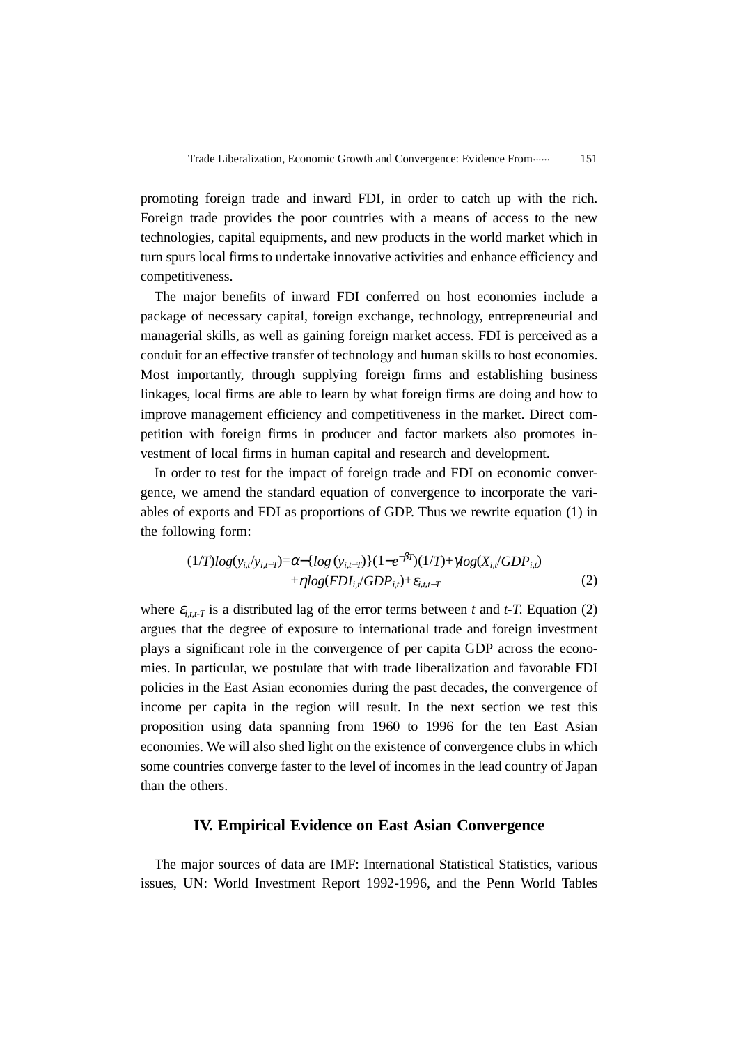promoting foreign trade and inward FDI, in order to catch up with the rich. Foreign trade provides the poor countries with a means of access to the new technologies, capital equipments, and new products in the world market which in turn spurs local firms to undertake innovative activities and enhance efficiency and competitiveness.

The major benefits of inward FDI conferred on host economies include a package of necessary capital, foreign exchange, technology, entrepreneurial and managerial skills, as well as gaining foreign market access. FDI is perceived as a conduit for an effective transfer of technology and human skills to host economies. Most importantly, through supplying foreign firms and establishing business linkages, local firms are able to learn by what foreign firms are doing and how to improve management efficiency and competitiveness in the market. Direct competition with foreign firms in producer and factor markets also promotes investment of local firms in human capital and research and development.

In order to test for the impact of foreign trade and FDI on economic convergence, we amend the standard equation of convergence to incorporate the variables of exports and FDI as proportions of GDP. Thus we rewrite equation (1) in the following form:

$$(1/T)log(y_{i,t}/y_{i,t-T})=\alpha-\{log\,(y_{i,t-T})\}(1-e^{-\beta T})(1/T)+\gamma log(X_{i,t}/GDP_{i,t}) \\ +\eta log(FDI_{i,t}/GDP_{i,t})+\varepsilon_{i,t,t-T} \qquad (2)$$

where $\varepsilon_{i,t,t-T}$ is a distributed lag of the error terms between $t$ and $t$-$T$. Equation (2) argues that the degree of exposure to international trade and foreign investment plays a significant role in the convergence of per capita GDP across the economies. In particular, we postulate that with trade liberalization and favorable FDI policies in the East Asian economies during the past decades, the convergence of income per capita in the region will result. In the next section we test this proposition using data spanning from 1960 to 1996 for the ten East Asian economies. We will also shed light on the existence of convergence clubs in which some countries converge faster to the level of incomes in the lead country of Japan than the others.

## IV. Empirical Evidence on East Asian Convergence

The major sources of data are IMF: International Statistical Statistics, various issues, UN: World Investment Report 1992-1996, and the Penn World Tables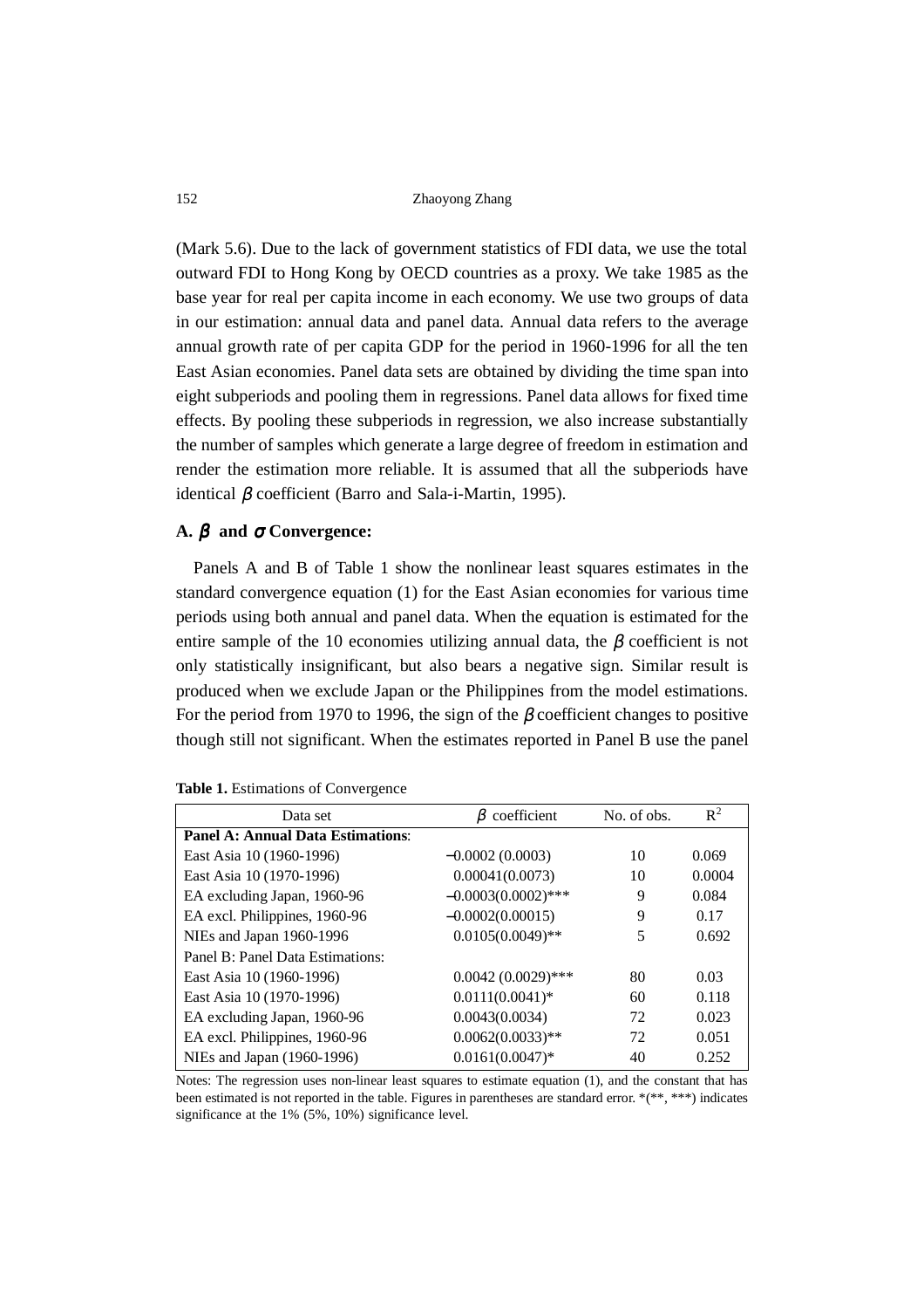(Mark 5.6). Due to the lack of government statistics of FDI data, we use the total outward FDI to Hong Kong by OECD countries as a proxy. We take 1985 as the base year for real per capita income in each economy. We use two groups of data in our estimation: annual data and panel data. Annual data refers to the average annual growth rate of per capita GDP for the period in 1960-1996 for all the ten East Asian economies. Panel data sets are obtained by dividing the time span into eight subperiods and pooling them in regressions. Panel data allows for fixed time effects. By pooling these subperiods in regression, we also increase substantially the number of samples which generate a large degree of freedom in estimation and render the estimation more reliable. It is assumed that all the subperiods have identical $\beta$ coefficient (Barro and Sala-i-Martin, 1995).

### A. $\beta$ and $\sigma$ Convergence:

Panels A and B of Table 1 show the nonlinear least squares estimates in the standard convergence equation (1) for the East Asian economies for various time periods using both annual and panel data. When the equation is estimated for the entire sample of the 10 economies utilizing annual data, the $\beta$ coefficient is not only statistically insignificant, but also bears a negative sign. Similar result is produced when we exclude Japan or the Philippines from the model estimations. For the period from 1970 to 1996, the sign of the $\beta$ coefficient changes to positive though still not significant. When the estimates reported in Panel B use the panel

**Table 1.** Estimations of Convergence

| Data set | $\beta$ coefficient | No. of obs. | $R^2$ |
|---|---|---|---|
| **Panel A: Annual Data Estimations**: | | | |
| East Asia 10 (1960-1996) | −0.0002 (0.0003) | 10 | 0.069 |
| East Asia 10 (1970-1996) | 0.00041(0.0073) | 10 | 0.0004 |
| EA excluding Japan, 1960-96 | −0.0003(0.0002)*** | 9 | 0.084 |
| EA excl. Philippines, 1960-96 | −0.0002(0.00015) | 9 | 0.17 |
| NIEs and Japan 1960-1996 | 0.0105(0.0049)** | 5 | 0.692 |
| Panel B: Panel Data Estimations: | | | |
| East Asia 10 (1960-1996) | 0.0042 (0.0029)*** | 80 | 0.03 |
| East Asia 10 (1970-1996) | 0.0111(0.0041)* | 60 | 0.118 |
| EA excluding Japan, 1960-96 | 0.0043(0.0034) | 72 | 0.023 |
| EA excl. Philippines, 1960-96 | 0.0062(0.0033)** | 72 | 0.051 |
| NIEs and Japan (1960-1996) | 0.0161(0.0047)* | 40 | 0.252 |

Notes: The regression uses non-linear least squares to estimate equation (1), and the constant that has been estimated is not reported in the table. Figures in parentheses are standard error. *(**, ***) indicates significance at the 1% (5%, 10%) significance level.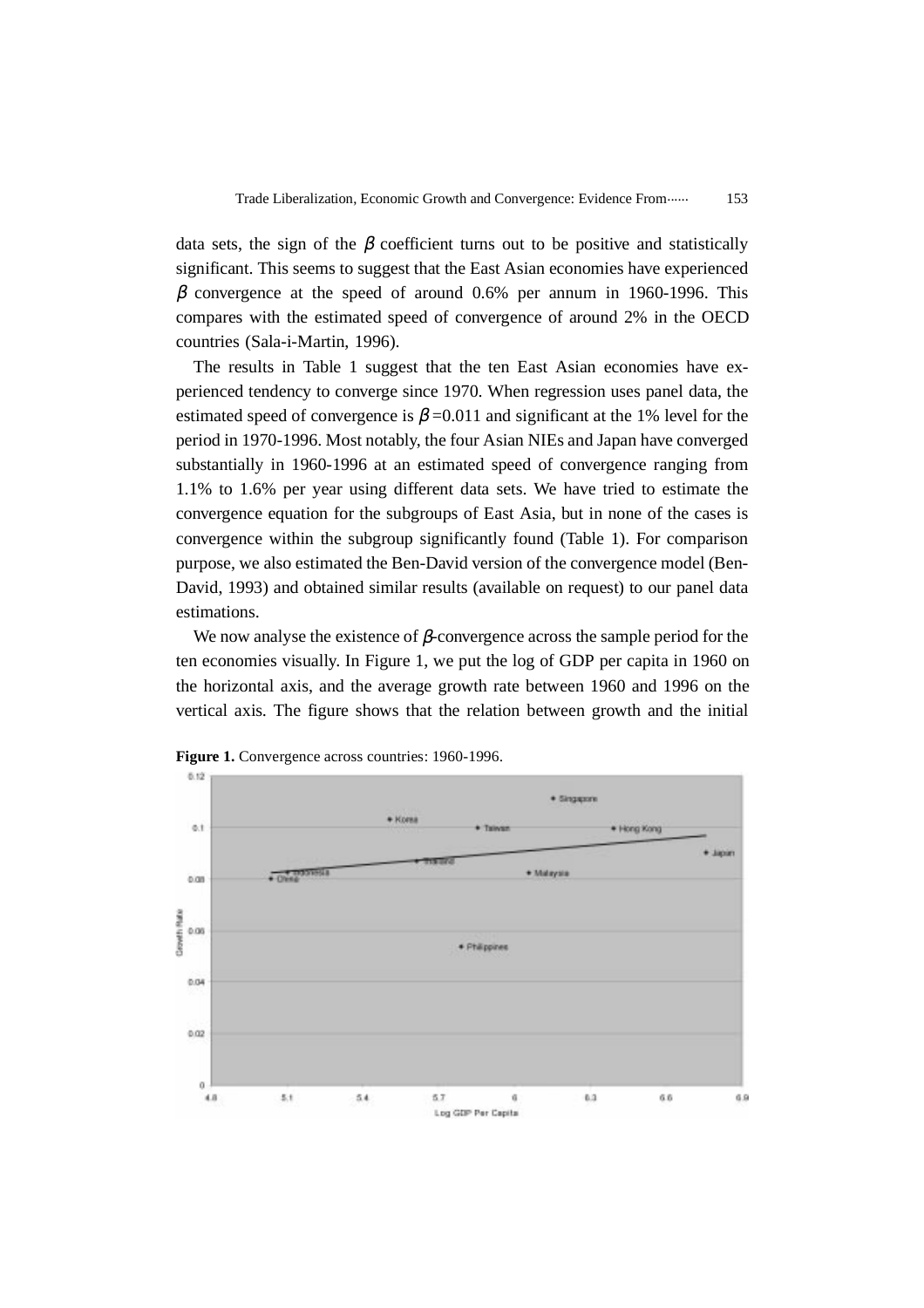data sets, the sign of the $\beta$ coefficient turns out to be positive and statistically significant. This seems to suggest that the East Asian economies have experienced $\beta$ convergence at the speed of around 0.6% per annum in 1960-1996. This compares with the estimated speed of convergence of around 2% in the OECD countries (Sala-i-Martin, 1996).

The results in Table 1 suggest that the ten East Asian economies have experienced tendency to converge since 1970. When regression uses panel data, the estimated speed of convergence is $\beta$=0.011 and significant at the 1% level for the period in 1970-1996. Most notably, the four Asian NIEs and Japan have converged substantially in 1960-1996 at an estimated speed of convergence ranging from 1.1% to 1.6% per year using different data sets. We have tried to estimate the convergence equation for the subgroups of East Asia, but in none of the cases is convergence within the subgroup significantly found (Table 1). For comparison purpose, we also estimated the Ben-David version of the convergence model (Ben-David, 1993) and obtained similar results (available on request) to our panel data estimations.

We now analyse the existence of $\beta$-convergence across the sample period for the ten economies visually. In Figure 1, we put the log of GDP per capita in 1960 on the horizontal axis, and the average growth rate between 1960 and 1996 on the vertical axis. The figure shows that the relation between growth and the initial

**Figure 1.** Convergence across countries: 1960-1996.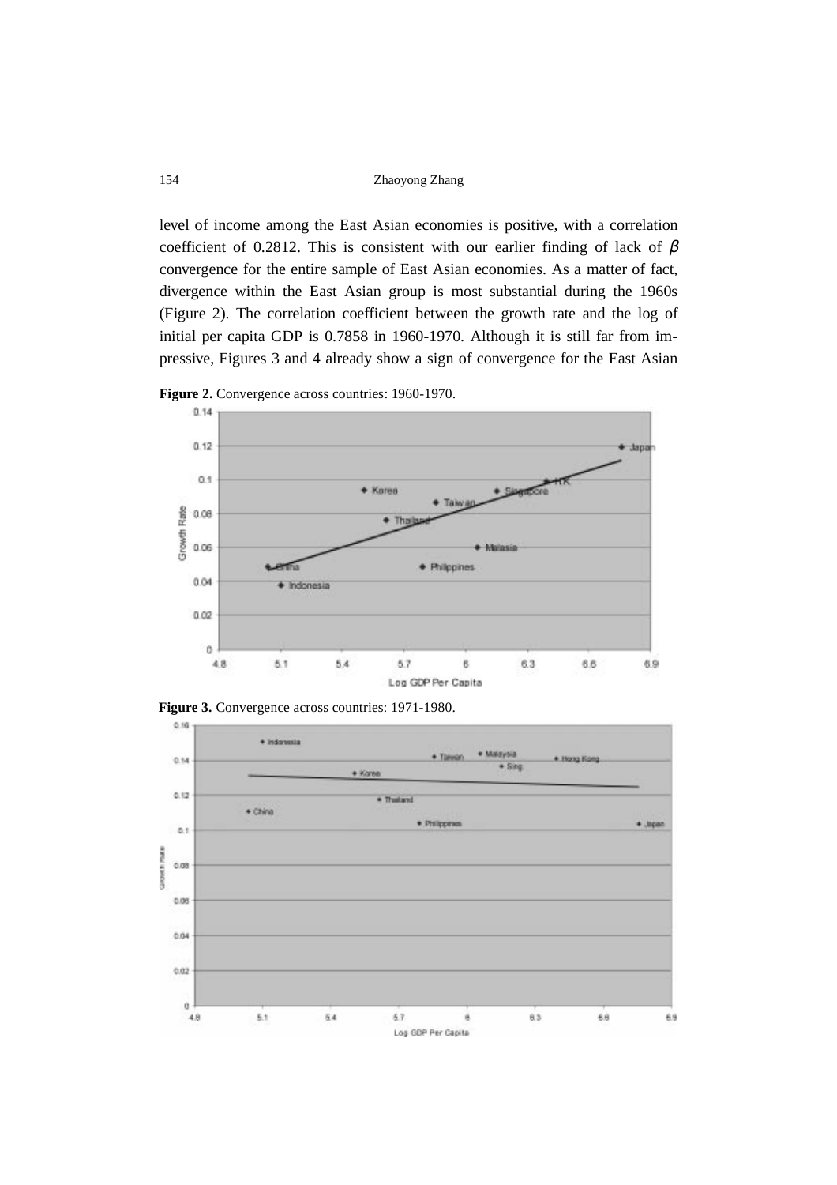level of income among the East Asian economies is positive, with a correlation coefficient of 0.2812. This is consistent with our earlier finding of lack of $\beta$ convergence for the entire sample of East Asian economies. As a matter of fact, divergence within the East Asian group is most substantial during the 1960s (Figure 2). The correlation coefficient between the growth rate and the log of initial per capita GDP is 0.7858 in 1960-1970. Although it is still far from impressive, Figures 3 and 4 already show a sign of convergence for the East Asian

**Figure 2.** Convergence across countries: 1960-1970.

**Figure 3.** Convergence across countries: 1971-1980.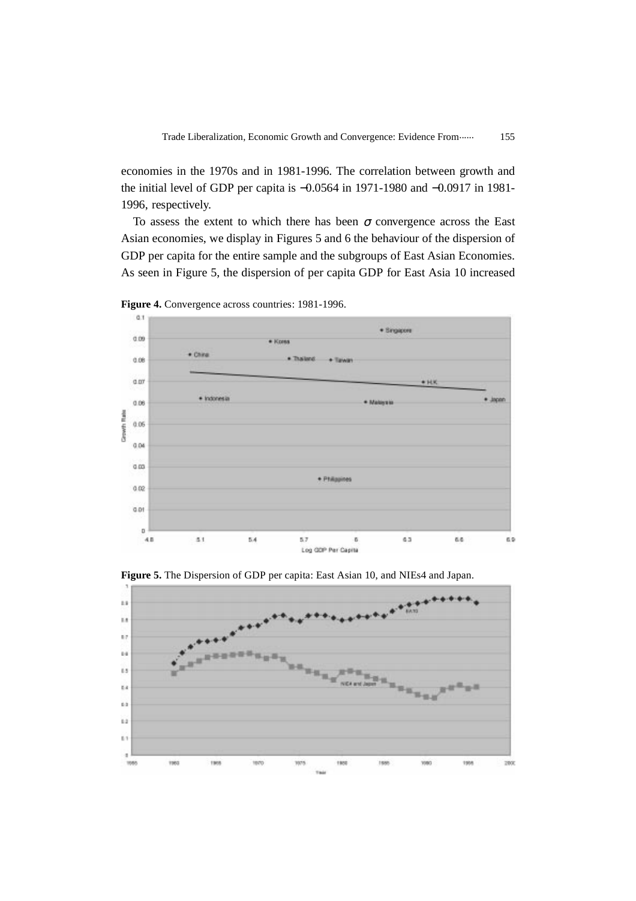economies in the 1970s and in 1981-1996. The correlation between growth and the initial level of GDP per capita is −0.0564 in 1971-1980 and −0.0917 in 1981-1996, respectively.

To assess the extent to which there has been $\sigma$ convergence across the East Asian economies, we display in Figures 5 and 6 the behaviour of the dispersion of GDP per capita for the entire sample and the subgroups of East Asian Economies. As seen in Figure 5, the dispersion of per capita GDP for East Asia 10 increased

**Figure 4.** Convergence across countries: 1981-1996.

**Figure 5.** The Dispersion of GDP per capita: East Asian 10, and NIEs4 and Japan.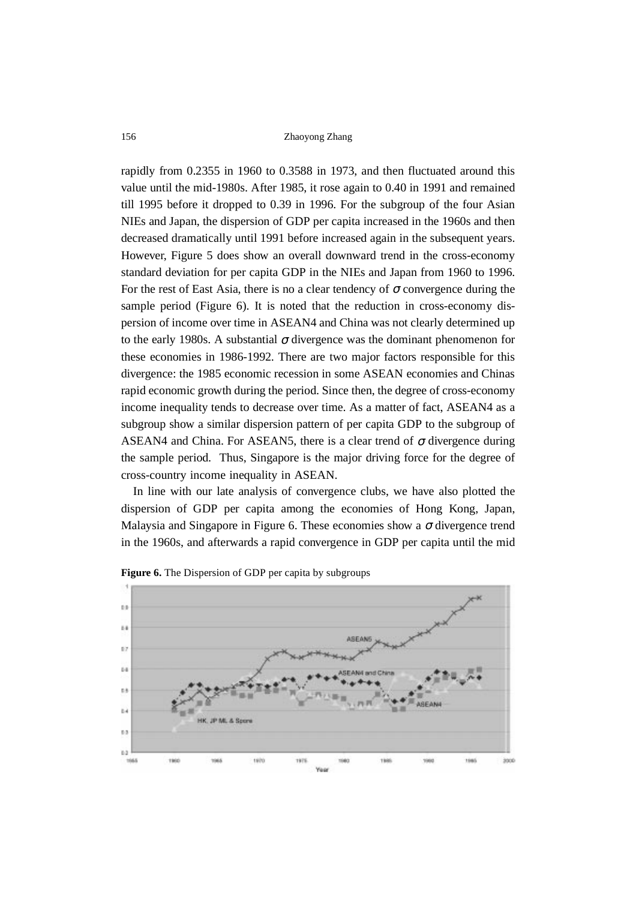rapidly from 0.2355 in 1960 to 0.3588 in 1973, and then fluctuated around this value until the mid-1980s. After 1985, it rose again to 0.40 in 1991 and remained till 1995 before it dropped to 0.39 in 1996. For the subgroup of the four Asian NIEs and Japan, the dispersion of GDP per capita increased in the 1960s and then decreased dramatically until 1991 before increased again in the subsequent years. However, Figure 5 does show an overall downward trend in the cross-economy standard deviation for per capita GDP in the NIEs and Japan from 1960 to 1996. For the rest of East Asia, there is no a clear tendency of $\sigma$ convergence during the sample period (Figure 6). It is noted that the reduction in cross-economy dispersion of income over time in ASEAN4 and China was not clearly determined up to the early 1980s. A substantial $\sigma$ divergence was the dominant phenomenon for these economies in 1986-1992. There are two major factors responsible for this divergence: the 1985 economic recession in some ASEAN economies and Chinas rapid economic growth during the period. Since then, the degree of cross-economy income inequality tends to decrease over time. As a matter of fact, ASEAN4 as a subgroup show a similar dispersion pattern of per capita GDP to the subgroup of ASEAN4 and China. For ASEAN5, there is a clear trend of $\sigma$ divergence during the sample period. Thus, Singapore is the major driving force for the degree of cross-country income inequality in ASEAN.

In line with our late analysis of convergence clubs, we have also plotted the dispersion of GDP per capita among the economies of Hong Kong, Japan, Malaysia and Singapore in Figure 6. These economies show a $\sigma$ divergence trend in the 1960s, and afterwards a rapid convergence in GDP per capita until the mid

**Figure 6.** The Dispersion of GDP per capita by subgroups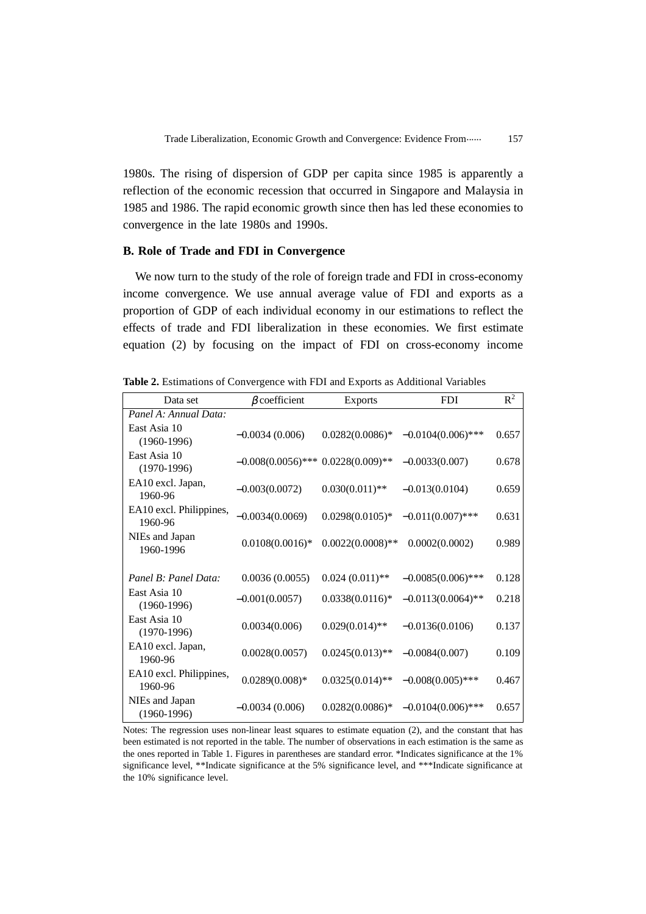1980s. The rising of dispersion of GDP per capita since 1985 is apparently a reflection of the economic recession that occurred in Singapore and Malaysia in 1985 and 1986. The rapid economic growth since then has led these economies to convergence in the late 1980s and 1990s.

### B. Role of Trade and FDI in Convergence

We now turn to the study of the role of foreign trade and FDI in cross-economy income convergence. We use annual average value of FDI and exports as a proportion of GDP of each individual economy in our estimations to reflect the effects of trade and FDI liberalization in these economies. We first estimate equation (2) by focusing on the impact of FDI on cross-economy income

**Table 2.** Estimations of Convergence with FDI and Exports as Additional Variables

| Data set | $\beta$ coefficient | Exports | FDI | $R^2$ |
|---|---|---|---|---|
| *Panel A: Annual Data:* | | | | |
| East Asia 10 (1960-1996) | −0.0034 (0.006) | 0.0282(0.0086)* | −0.0104(0.006)*** | 0.657 |
| East Asia 10 (1970-1996) | −0.008(0.0056)*** | 0.0228(0.009)** | −0.0033(0.007) | 0.678 |
| EA10 excl. Japan, 1960-96 | −0.003(0.0072) | 0.030(0.011)** | −0.013(0.0104) | 0.659 |
| EA10 excl. Philippines, 1960-96 | −0.0034(0.0069) | 0.0298(0.0105)* | −0.011(0.007)*** | 0.631 |
| NIEs and Japan 1960-1996 | 0.0108(0.0016)* | 0.0022(0.0008)** | 0.0002(0.0002) | 0.989 |
| *Panel B: Panel Data:* | 0.0036 (0.0055) | 0.024 (0.011)** | −0.0085(0.006)*** | 0.128 |
| East Asia 10 (1960-1996) | −0.001(0.0057) | 0.0338(0.0116)* | −0.0113(0.0064)** | 0.218 |
| East Asia 10 (1970-1996) | 0.0034(0.006) | 0.029(0.014)** | −0.0136(0.0106) | 0.137 |
| EA10 excl. Japan, 1960-96 | 0.0028(0.0057) | 0.0245(0.013)** | −0.0084(0.007) | 0.109 |
| EA10 excl. Philippines, 1960-96 | 0.0289(0.008)* | 0.0325(0.014)** | −0.008(0.005)*** | 0.467 |
| NIEs and Japan (1960-1996) | −0.0034 (0.006) | 0.0282(0.0086)* | −0.0104(0.006)*** | 0.657 |

Notes: The regression uses non-linear least squares to estimate equation (2), and the constant that has been estimated is not reported in the table. The number of observations in each estimation is the same as the ones reported in Table 1. Figures in parentheses are standard error. *Indicates significance at the 1% significance level, **Indicate significance at the 5% significance level, and ***Indicate significance at the 10% significance level.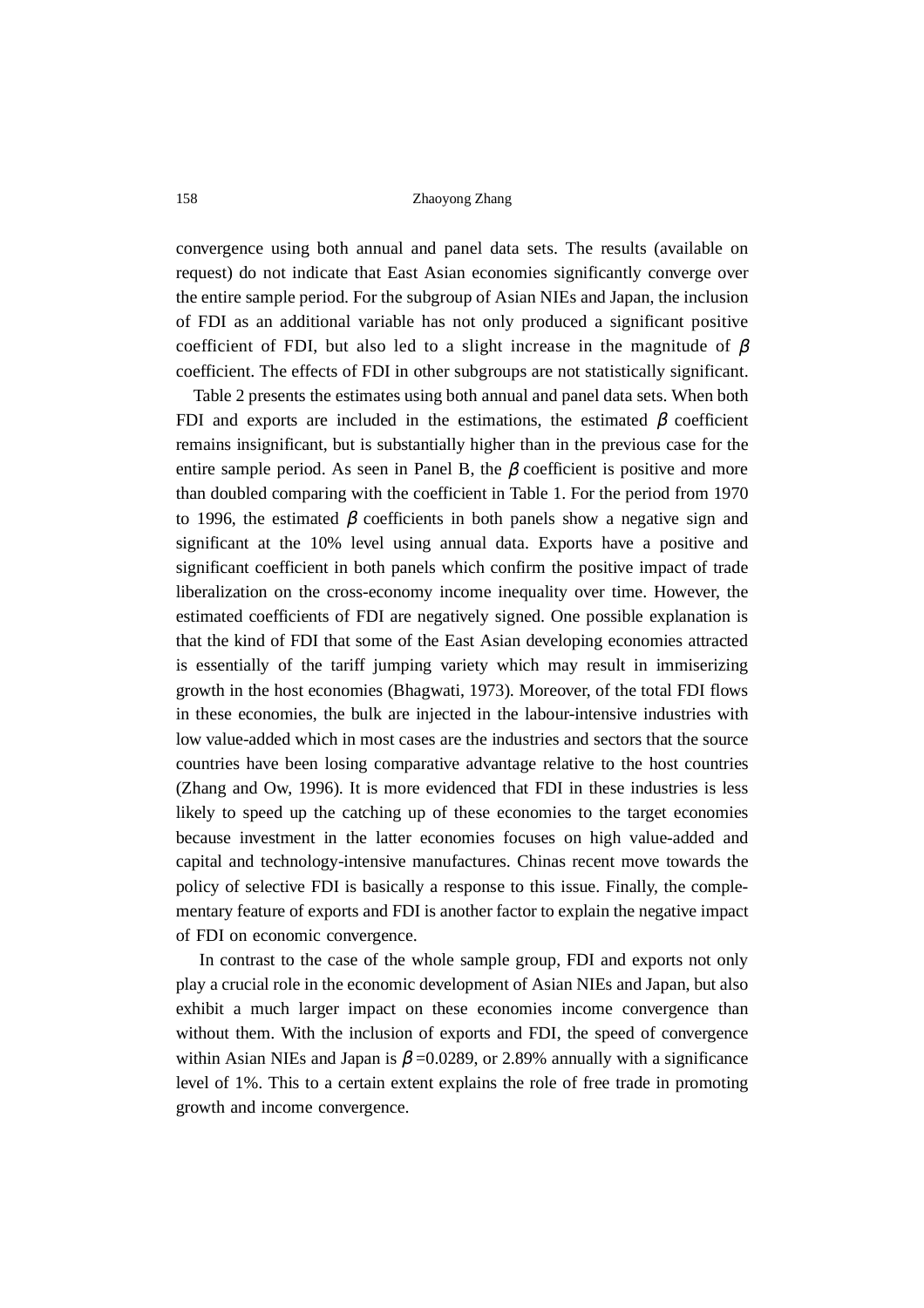convergence using both annual and panel data sets. The results (available on request) do not indicate that East Asian economies significantly converge over the entire sample period. For the subgroup of Asian NIEs and Japan, the inclusion of FDI as an additional variable has not only produced a significant positive coefficient of FDI, but also led to a slight increase in the magnitude of $\beta$ coefficient. The effects of FDI in other subgroups are not statistically significant.

Table 2 presents the estimates using both annual and panel data sets. When both FDI and exports are included in the estimations, the estimated $\beta$ coefficient remains insignificant, but is substantially higher than in the previous case for the entire sample period. As seen in Panel B, the $\beta$ coefficient is positive and more than doubled comparing with the coefficient in Table 1. For the period from 1970 to 1996, the estimated $\beta$ coefficients in both panels show a negative sign and significant at the 10% level using annual data. Exports have a positive and significant coefficient in both panels which confirm the positive impact of trade liberalization on the cross-economy income inequality over time. However, the estimated coefficients of FDI are negatively signed. One possible explanation is that the kind of FDI that some of the East Asian developing economies attracted is essentially of the tariff jumping variety which may result in immiserizing growth in the host economies (Bhagwati, 1973). Moreover, of the total FDI flows in these economies, the bulk are injected in the labour-intensive industries with low value-added which in most cases are the industries and sectors that the source countries have been losing comparative advantage relative to the host countries (Zhang and Ow, 1996). It is more evidenced that FDI in these industries is less likely to speed up the catching up of these economies to the target economies because investment in the latter economies focuses on high value-added and capital and technology-intensive manufactures. Chinas recent move towards the policy of selective FDI is basically a response to this issue. Finally, the complementary feature of exports and FDI is another factor to explain the negative impact of FDI on economic convergence.

In contrast to the case of the whole sample group, FDI and exports not only play a crucial role in the economic development of Asian NIEs and Japan, but also exhibit a much larger impact on these economies income convergence than without them. With the inclusion of exports and FDI, the speed of convergence within Asian NIEs and Japan is $\beta$=0.0289, or 2.89% annually with a significance level of 1%. This to a certain extent explains the role of free trade in promoting growth and income convergence.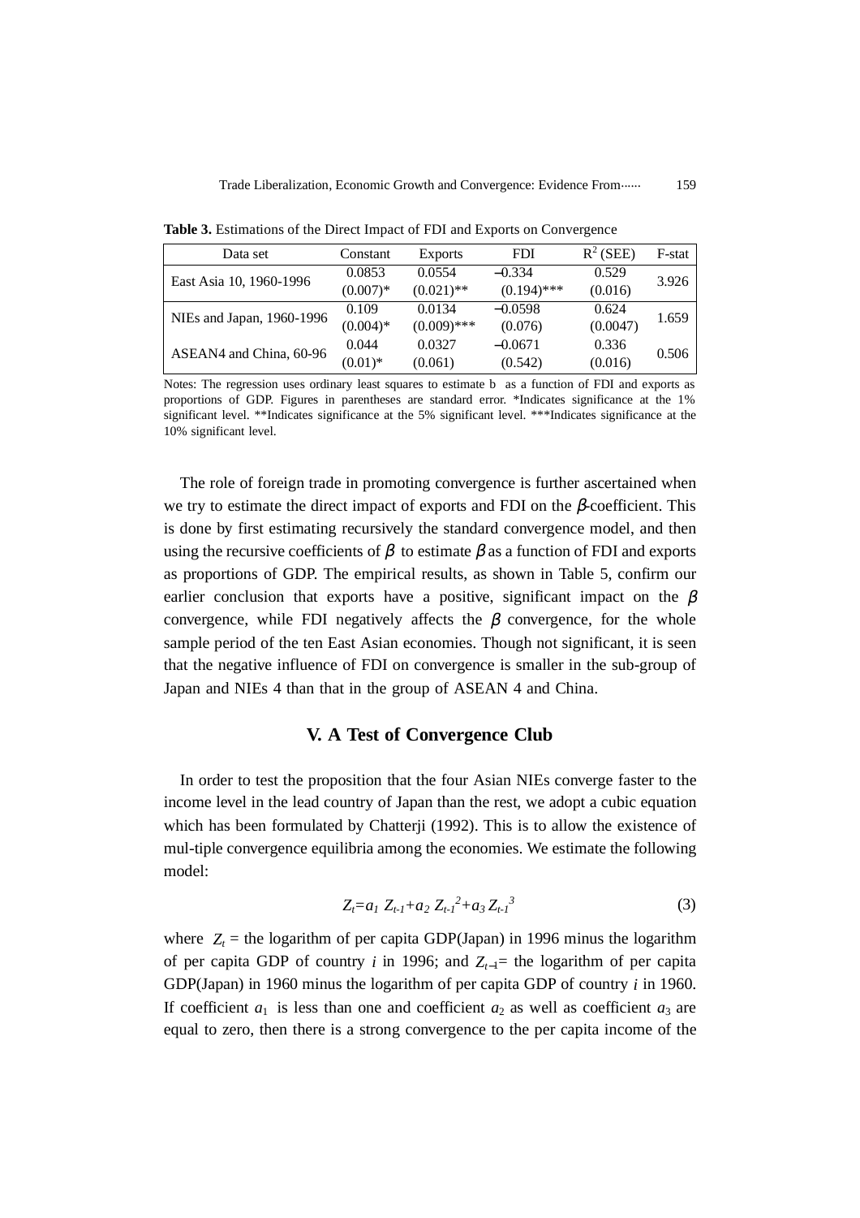**Table 3.** Estimations of the Direct Impact of FDI and Exports on Convergence

| Data set | Constant | Exports | FDI | $R^2$ (SEE) | F-stat |
|---|---|---|---|---|---|
| East Asia 10, 1960-1996 | 0.0853<br>(0.007)* | 0.0554<br>(0.021)** | −0.334<br>(0.194)*** | 0.529<br>(0.016) | 3.926 |
| NIEs and Japan, 1960-1996 | 0.109<br>(0.004)* | 0.0134<br>(0.009)*** | −0.0598<br>(0.076) | 0.624<br>(0.0047) | 1.659 |
| ASEAN4 and China, 60-96 | 0.044<br>(0.01)* | 0.0327<br>(0.061) | −0.0671<br>(0.542) | 0.336<br>(0.016) | 0.506 |

Notes: The regression uses ordinary least squares to estimate b as a function of FDI and exports as proportions of GDP. Figures in parentheses are standard error. *Indicates significance at the 1% significant level. **Indicates significance at the 5% significant level. ***Indicates significance at the 10% significant level.

The role of foreign trade in promoting convergence is further ascertained when we try to estimate the direct impact of exports and FDI on the $\beta$-coefficient. This is done by first estimating recursively the standard convergence model, and then using the recursive coefficients of $\beta$ to estimate $\beta$ as a function of FDI and exports as proportions of GDP. The empirical results, as shown in Table 5, confirm our earlier conclusion that exports have a positive, significant impact on the $\beta$ convergence, while FDI negatively affects the $\beta$ convergence, for the whole sample period of the ten East Asian economies. Though not significant, it is seen that the negative influence of FDI on convergence is smaller in the sub-group of Japan and NIEs 4 than that in the group of ASEAN 4 and China.

## V. A Test of Convergence Club

In order to test the proposition that the four Asian NIEs converge faster to the income level in the lead country of Japan than the rest, we adopt a cubic equation which has been formulated by Chatterji (1992). This is to allow the existence of mul-tiple convergence equilibria among the economies. We estimate the following model:

$$Z_t = a_1 Z_{t-1} + a_2 Z_{t-1}^2 + a_3 Z_{t-1}^3 \tag{3}$$

where $Z_t$ = the logarithm of per capita GDP(Japan) in 1996 minus the logarithm of per capita GDP of country $i$ in 1996; and $Z_{t-1}$= the logarithm of per capita GDP(Japan) in 1960 minus the logarithm of per capita GDP of country $i$ in 1960. If coefficient $a_1$ is less than one and coefficient $a_2$ as well as coefficient $a_3$ are equal to zero, then there is a strong convergence to the per capita income of the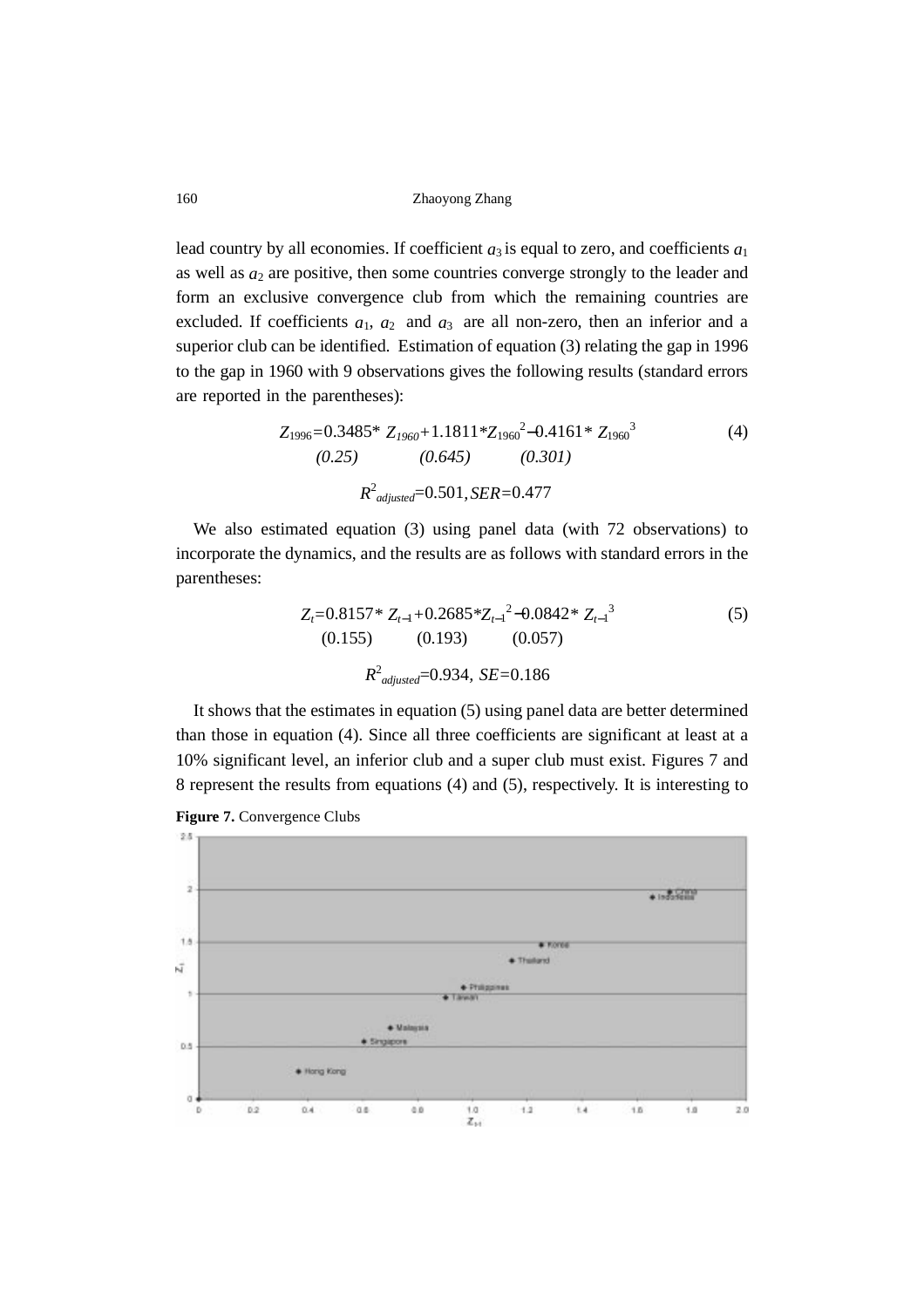lead country by all economies. If coefficient $a_3$ is equal to zero, and coefficients $a_1$ as well as $a_2$ are positive, then some countries converge strongly to the leader and form an exclusive convergence club from which the remaining countries are excluded. If coefficients $a_1$, $a_2$ and $a_3$ are all non-zero, then an inferior and a superior club can be identified. Estimation of equation (3) relating the gap in 1996 to the gap in 1960 with 9 observations gives the following results (standard errors are reported in the parentheses):

$$Z_{1996} = 0.3485 * Z_{1960} + 1.1811 * Z_{1960}^2 - 0.4161 * Z_{1960}^3 \quad (4)$$

$$(0.25) \qquad (0.645) \qquad (0.301)$$

$$R^2_{adjusted} = 0.501, SER = 0.477$$

We also estimated equation (3) using panel data (with 72 observations) to incorporate the dynamics, and the results are as follows with standard errors in the parentheses:

$$Z_t = 0.8157 * Z_{t-1} + 0.2685 * Z_{t-1}^2 - 0.0842 * Z_{t-1}^3 \quad (5)$$

$$(0.155) \qquad (0.193) \qquad (0.057)$$

$$R^2_{adjusted} = 0.934,\ SE = 0.186$$

It shows that the estimates in equation (5) using panel data are better determined than those in equation (4). Since all three coefficients are significant at least at a 10% significant level, an inferior club and a super club must exist. Figures 7 and 8 represent the results from equations (4) and (5), respectively. It is interesting to

**Figure 7.** Convergence Clubs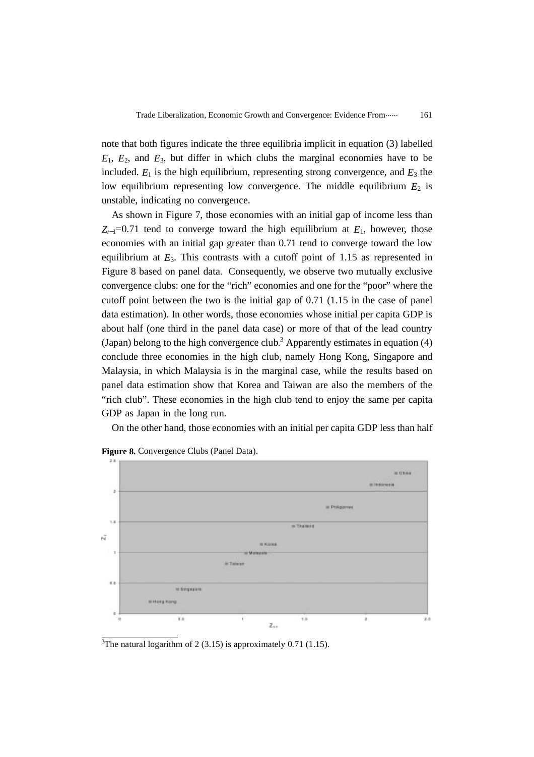note that both figures indicate the three equilibria implicit in equation (3) labelled $E_1$, $E_2$, and $E_3$, but differ in which clubs the marginal economies have to be included. $E_1$ is the high equilibrium, representing strong convergence, and $E_3$ the low equilibrium representing low convergence. The middle equilibrium $E_2$ is unstable, indicating no convergence.

As shown in Figure 7, those economies with an initial gap of income less than $Z_{t-1}$=0.71 tend to converge toward the high equilibrium at $E_1$, however, those economies with an initial gap greater than 0.71 tend to converge toward the low equilibrium at $E_3$. This contrasts with a cutoff point of 1.15 as represented in Figure 8 based on panel data. Consequently, we observe two mutually exclusive convergence clubs: one for the "rich" economies and one for the "poor" where the cutoff point between the two is the initial gap of 0.71 (1.15 in the case of panel data estimation). In other words, those economies whose initial per capita GDP is about half (one third in the panel data case) or more of that of the lead country (Japan) belong to the high convergence club.[3] Apparently estimates in equation (4) conclude three economies in the high club, namely Hong Kong, Singapore and Malaysia, in which Malaysia is in the marginal case, while the results based on panel data estimation show that Korea and Taiwan are also the members of the "rich club". These economies in the high club tend to enjoy the same per capita GDP as Japan in the long run.

On the other hand, those economies with an initial per capita GDP less than half

**Figure 8.** Convergence Clubs (Panel Data).

[3]The natural logarithm of 2 (3.15) is approximately 0.71 (1.15).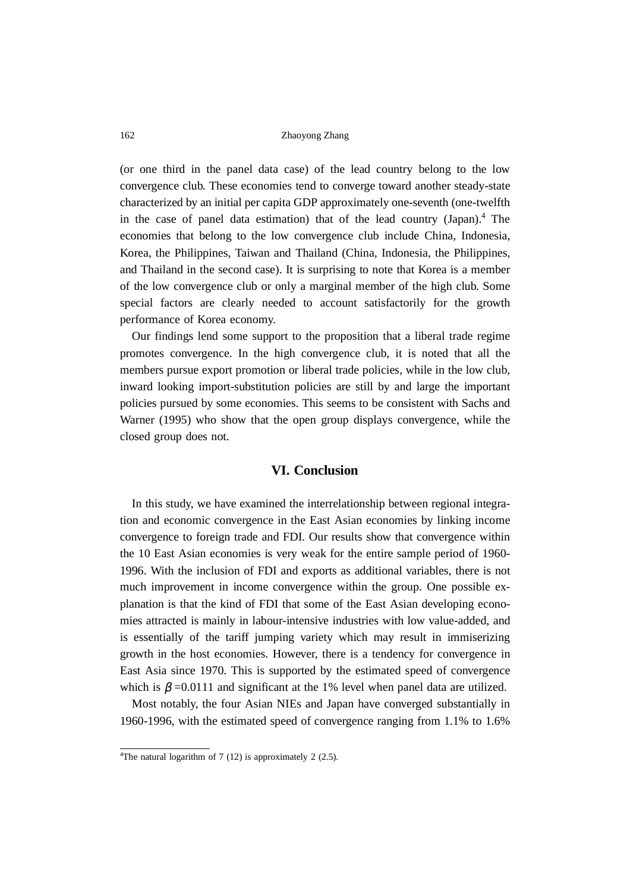(or one third in the panel data case) of the lead country belong to the low convergence club. These economies tend to converge toward another steady-state characterized by an initial per capita GDP approximately one-seventh (one-twelfth in the case of panel data estimation) that of the lead country (Japan).[4] The economies that belong to the low convergence club include China, Indonesia, Korea, the Philippines, Taiwan and Thailand (China, Indonesia, the Philippines, and Thailand in the second case). It is surprising to note that Korea is a member of the low convergence club or only a marginal member of the high club. Some special factors are clearly needed to account satisfactorily for the growth performance of Korea economy.

Our findings lend some support to the proposition that a liberal trade regime promotes convergence. In the high convergence club, it is noted that all the members pursue export promotion or liberal trade policies, while in the low club, inward looking import-substitution policies are still by and large the important policies pursued by some economies. This seems to be consistent with Sachs and Warner (1995) who show that the open group displays convergence, while the closed group does not.

## VI. Conclusion

In this study, we have examined the interrelationship between regional integration and economic convergence in the East Asian economies by linking income convergence to foreign trade and FDI. Our results show that convergence within the 10 East Asian economies is very weak for the entire sample period of 1960-1996. With the inclusion of FDI and exports as additional variables, there is not much improvement in income convergence within the group. One possible explanation is that the kind of FDI that some of the East Asian developing economies attracted is mainly in labour-intensive industries with low value-added, and is essentially of the tariff jumping variety which may result in immiserizing growth in the host economies. However, there is a tendency for convergence in East Asia since 1970. This is supported by the estimated speed of convergence which is $\beta = 0.0111$ and significant at the 1% level when panel data are utilized.

Most notably, the four Asian NIEs and Japan have converged substantially in 1960-1996, with the estimated speed of convergence ranging from 1.1% to 1.6%

---

[4] The natural logarithm of 7 (12) is approximately 2 (2.5).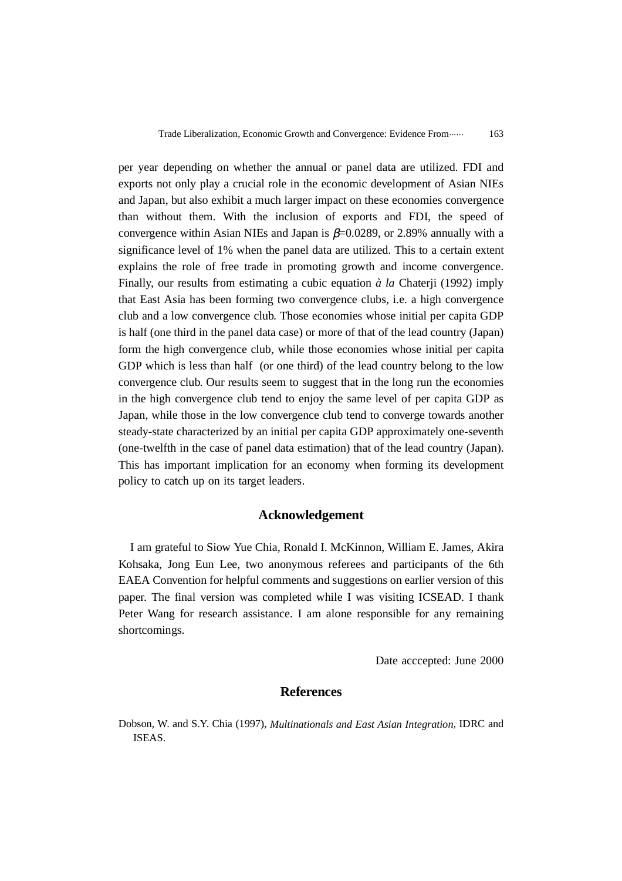per year depending on whether the annual or panel data are utilized. FDI and exports not only play a crucial role in the economic development of Asian NIEs and Japan, but also exhibit a much larger impact on these economies convergence than without them. With the inclusion of exports and FDI, the speed of convergence within Asian NIEs and Japan is $\beta$=0.0289, or 2.89% annually with a significance level of 1% when the panel data are utilized. This to a certain extent explains the role of free trade in promoting growth and income convergence. Finally, our results from estimating a cubic equation *à la* Chaterji (1992) imply that East Asia has been forming two convergence clubs, i.e. a high convergence club and a low convergence club. Those economies whose initial per capita GDP is half (one third in the panel data case) or more of that of the lead country (Japan) form the high convergence club, while those economies whose initial per capita GDP which is less than half (or one third) of the lead country belong to the low convergence club. Our results seem to suggest that in the long run the economies in the high convergence club tend to enjoy the same level of per capita GDP as Japan, while those in the low convergence club tend to converge towards another steady-state characterized by an initial per capita GDP approximately one-seventh (one-twelfth in the case of panel data estimation) that of the lead country (Japan). This has important implication for an economy when forming its development policy to catch up on its target leaders.

## Acknowledgement

I am grateful to Siow Yue Chia, Ronald I. McKinnon, William E. James, Akira Kohsaka, Jong Eun Lee, two anonymous referees and participants of the 6th EAEA Convention for helpful comments and suggestions on earlier version of this paper. The final version was completed while I was visiting ICSEAD. I thank Peter Wang for research assistance. I am alone responsible for any remaining shortcomings.

Date acccepted: June 2000

## References

Dobson, W. and S.Y. Chia (1997), *Multinationals and East Asian Integration,* IDRC and ISEAS.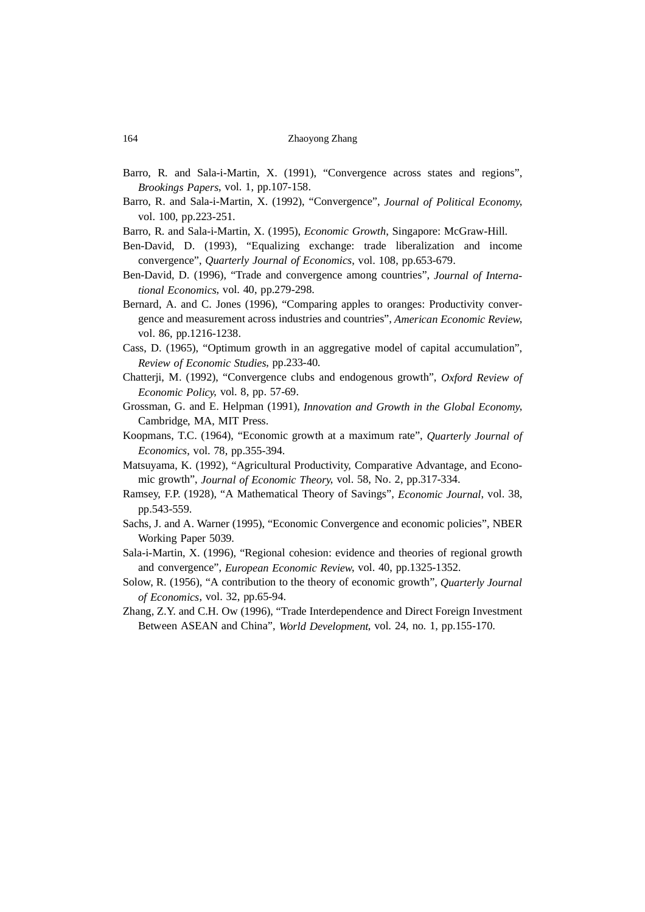Barro, R. and Sala-i-Martin, X. (1991), "Convergence across states and regions", *Brookings Papers*, vol. 1, pp.107-158.

Barro, R. and Sala-i-Martin, X. (1992), "Convergence", *Journal of Political Economy*, vol. 100, pp.223-251.

Barro, R. and Sala-i-Martin, X. (1995), *Economic Growth*, Singapore: McGraw-Hill.

Ben-David, D. (1993), "Equalizing exchange: trade liberalization and income convergence", *Quarterly Journal of Economics*, vol. 108, pp.653-679.

Ben-David, D. (1996), "Trade and convergence among countries", *Journal of International Economics*, vol. 40, pp.279-298.

Bernard, A. and C. Jones (1996), "Comparing apples to oranges: Productivity convergence and measurement across industries and countries", *American Economic Review*, vol. 86, pp.1216-1238.

Cass, D. (1965), "Optimum growth in an aggregative model of capital accumulation", *Review of Economic Studies*, pp.233-40.

Chatterji, M. (1992), "Convergence clubs and endogenous growth", *Oxford Review of Economic Policy*, vol. 8, pp. 57-69.

Grossman, G. and E. Helpman (1991), *Innovation and Growth in the Global Economy*, Cambridge, MA, MIT Press.

Koopmans, T.C. (1964), "Economic growth at a maximum rate", *Quarterly Journal of Economics*, vol. 78, pp.355-394.

Matsuyama, K. (1992), "Agricultural Productivity, Comparative Advantage, and Economic growth", *Journal of Economic Theory*, vol. 58, No. 2, pp.317-334.

Ramsey, F.P. (1928), "A Mathematical Theory of Savings", *Economic Journal*, vol. 38, pp.543-559.

Sachs, J. and A. Warner (1995), "Economic Convergence and economic policies", NBER Working Paper 5039.

Sala-i-Martin, X. (1996), "Regional cohesion: evidence and theories of regional growth and convergence", *European Economic Review*, vol. 40, pp.1325-1352.

Solow, R. (1956), "A contribution to the theory of economic growth", *Quarterly Journal of Economics*, vol. 32, pp.65-94.

Zhang, Z.Y. and C.H. Ow (1996), "Trade Interdependence and Direct Foreign Investment Between ASEAN and China", *World Development*, vol. 24, no. 1, pp.155-170.